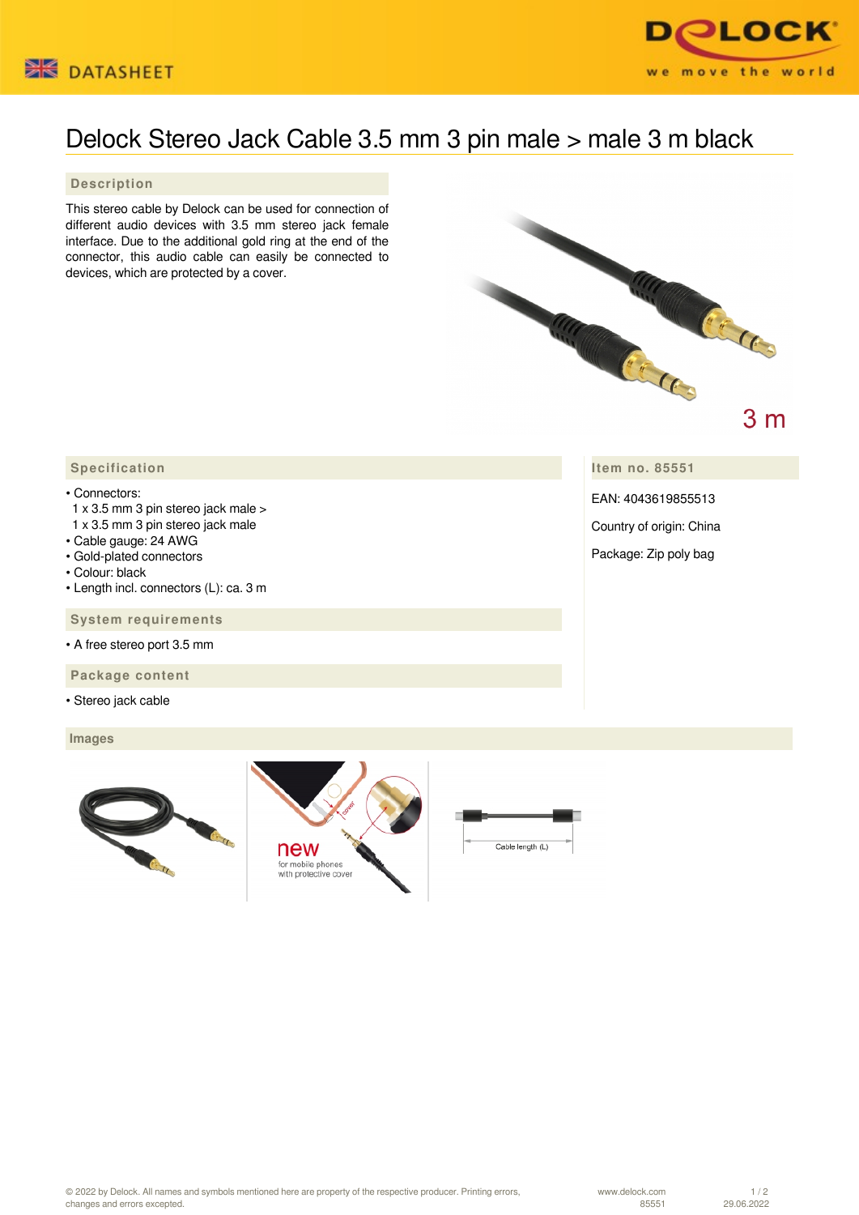DATASHEET

# Delock Stereo Jack Cable 3.5 mm 3 pin male > male 3 m black

## Description

This stereo cable by Delock can be used for connection of different audio devices with 3.5 mm stereo jack female interface. Due to the additional gold ring at the end of the connector, this audio cable can easily be connected to devices, which are protected by a cover.

## Specification

- Connectors:
  1 x 3.5 mm 3 pin stereo jack male >
  1 x 3.5 mm 3 pin stereo jack male
- Cable gauge: 24 AWG
- Gold-plated connectors
- Colour: black
- Length incl. connectors (L): ca. 3 m

## System requirements

- A free stereo port 3.5 mm

## Package content

- Stereo jack cable

## Item no. 85551

EAN: 4043619855513

Country of origin: China

Package: Zip poly bag

## Images

© 2022 by Delock. All names and symbols mentioned here are property of the respective producer. Printing errors, changes and errors excepted.

www.delock.com
85551
29.06.2022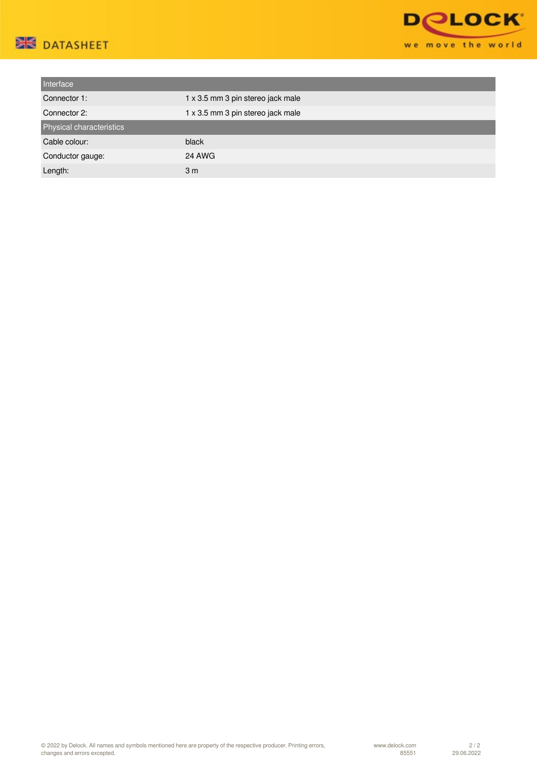| Interface | |
|---|---|
| Connector 1: | 1 x 3.5 mm 3 pin stereo jack male |
| Connector 2: | 1 x 3.5 mm 3 pin stereo jack male |
| **Physical characteristics** | |
| Cable colour: | black |
| Conductor gauge: | 24 AWG |
| Length: | 3 m |

© 2022 by Delock. All names and symbols mentioned here are property of the respective producer. Printing errors, changes and errors excepted.

www.delock.com
85551
29.06.2022